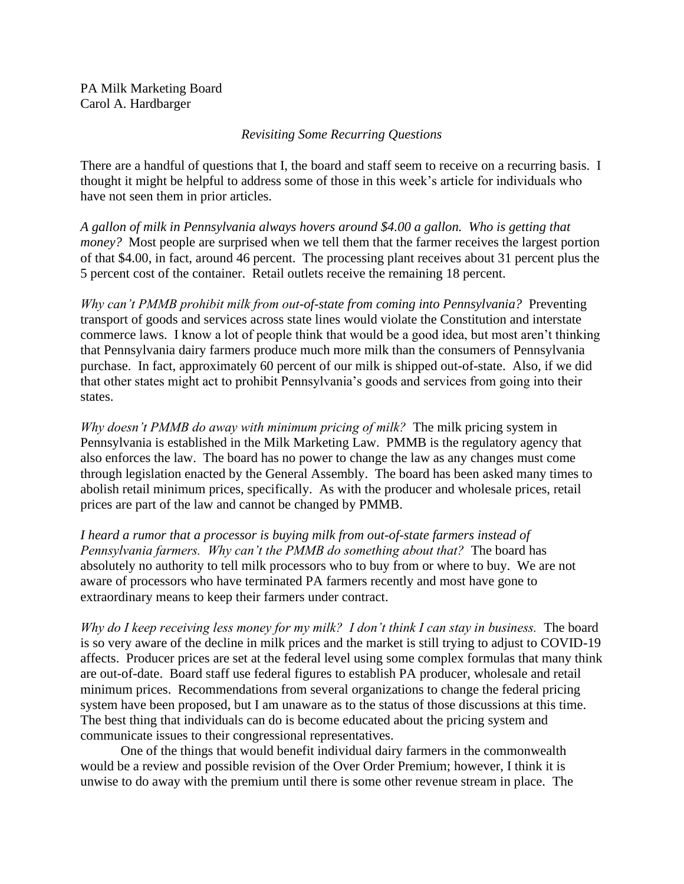PA Milk Marketing Board
Carol A. Hardbarger

*Revisiting Some Recurring Questions*

There are a handful of questions that I, the board and staff seem to receive on a recurring basis. I thought it might be helpful to address some of those in this week's article for individuals who have not seen them in prior articles.

*A gallon of milk in Pennsylvania always hovers around $4.00 a gallon. Who is getting that money?* Most people are surprised when we tell them that the farmer receives the largest portion of that $4.00, in fact, around 46 percent. The processing plant receives about 31 percent plus the 5 percent cost of the container. Retail outlets receive the remaining 18 percent.

*Why can't PMMB prohibit milk from out-of-state from coming into Pennsylvania?* Preventing transport of goods and services across state lines would violate the Constitution and interstate commerce laws. I know a lot of people think that would be a good idea, but most aren't thinking that Pennsylvania dairy farmers produce much more milk than the consumers of Pennsylvania purchase. In fact, approximately 60 percent of our milk is shipped out-of-state. Also, if we did that other states might act to prohibit Pennsylvania's goods and services from going into their states.

*Why doesn't PMMB do away with minimum pricing of milk?* The milk pricing system in Pennsylvania is established in the Milk Marketing Law. PMMB is the regulatory agency that also enforces the law. The board has no power to change the law as any changes must come through legislation enacted by the General Assembly. The board has been asked many times to abolish retail minimum prices, specifically. As with the producer and wholesale prices, retail prices are part of the law and cannot be changed by PMMB.

*I heard a rumor that a processor is buying milk from out-of-state farmers instead of Pennsylvania farmers. Why can't the PMMB do something about that?* The board has absolutely no authority to tell milk processors who to buy from or where to buy. We are not aware of processors who have terminated PA farmers recently and most have gone to extraordinary means to keep their farmers under contract.

*Why do I keep receiving less money for my milk? I don't think I can stay in business.* The board is so very aware of the decline in milk prices and the market is still trying to adjust to COVID-19 affects. Producer prices are set at the federal level using some complex formulas that many think are out-of-date. Board staff use federal figures to establish PA producer, wholesale and retail minimum prices. Recommendations from several organizations to change the federal pricing system have been proposed, but I am unaware as to the status of those discussions at this time. The best thing that individuals can do is become educated about the pricing system and communicate issues to their congressional representatives.

One of the things that would benefit individual dairy farmers in the commonwealth would be a review and possible revision of the Over Order Premium; however, I think it is unwise to do away with the premium until there is some other revenue stream in place. The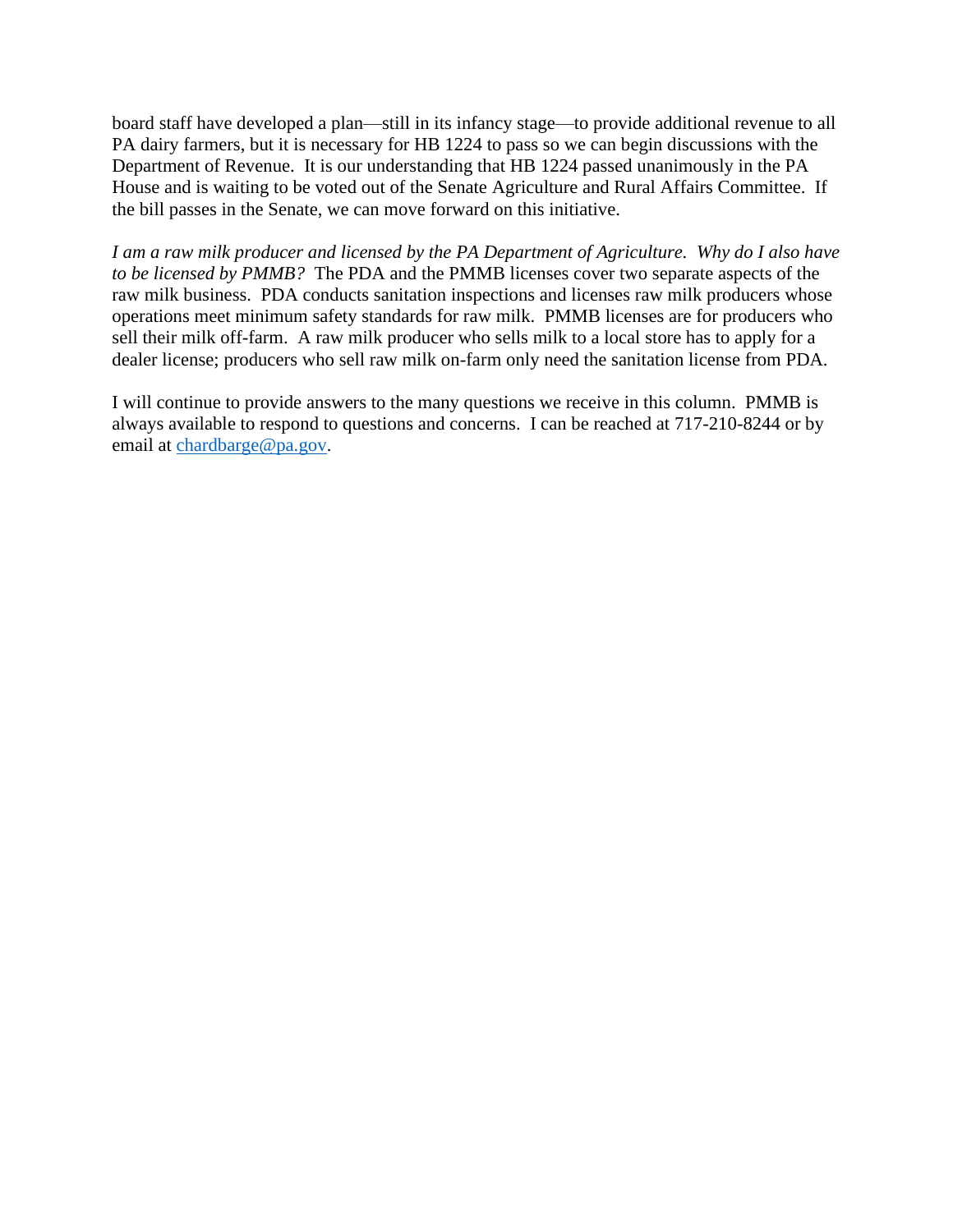board staff have developed a plan—still in its infancy stage—to provide additional revenue to all PA dairy farmers, but it is necessary for HB 1224 to pass so we can begin discussions with the Department of Revenue. It is our understanding that HB 1224 passed unanimously in the PA House and is waiting to be voted out of the Senate Agriculture and Rural Affairs Committee. If the bill passes in the Senate, we can move forward on this initiative.

*I am a raw milk producer and licensed by the PA Department of Agriculture. Why do I also have to be licensed by PMMB?* The PDA and the PMMB licenses cover two separate aspects of the raw milk business. PDA conducts sanitation inspections and licenses raw milk producers whose operations meet minimum safety standards for raw milk. PMMB licenses are for producers who sell their milk off-farm. A raw milk producer who sells milk to a local store has to apply for a dealer license; producers who sell raw milk on-farm only need the sanitation license from PDA.

I will continue to provide answers to the many questions we receive in this column. PMMB is always available to respond to questions and concerns. I can be reached at 717-210-8244 or by email at chardbarge@pa.gov.